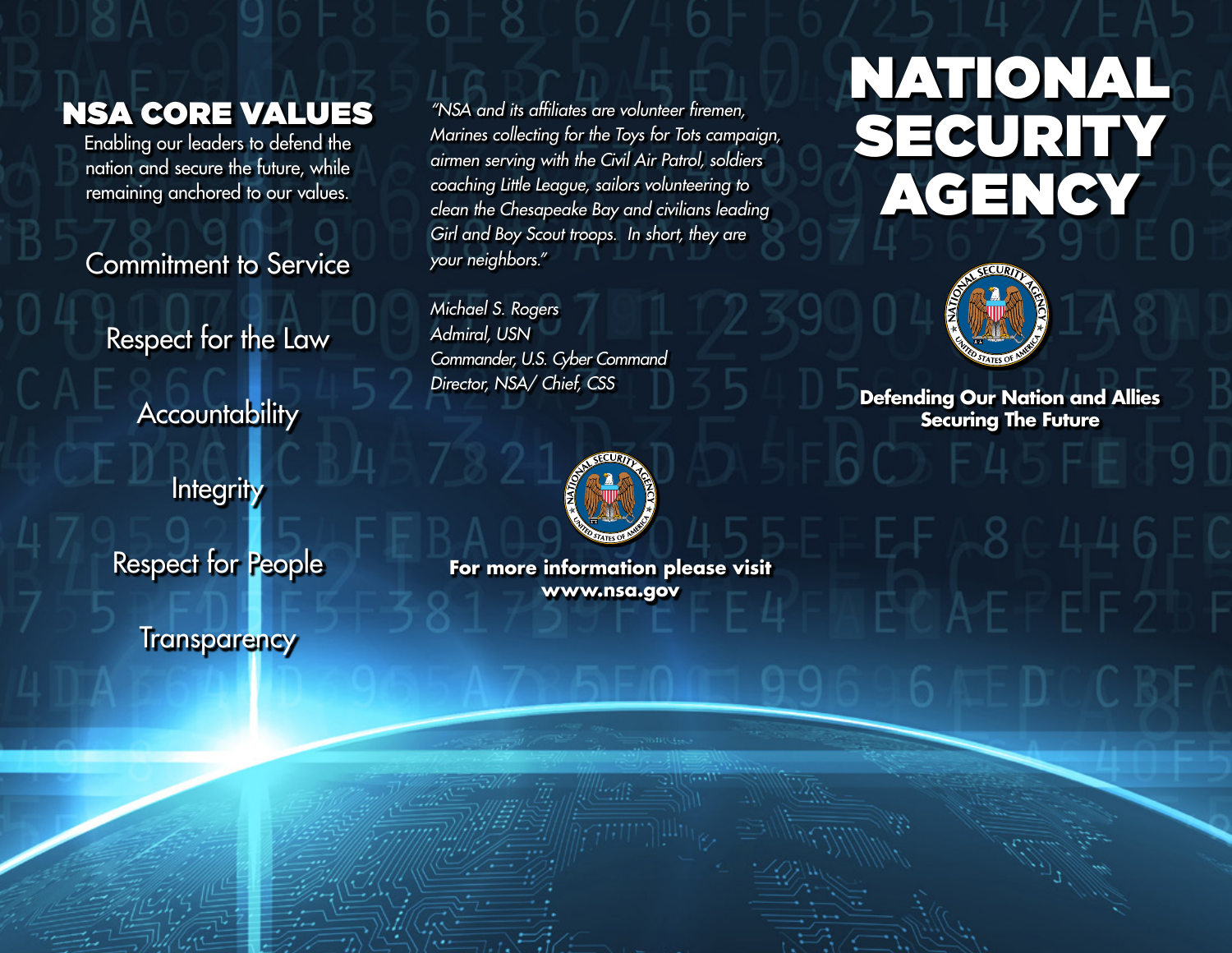## NSA CORE VALUES

Enabling our leaders to defend the nation and secure the future, while remaining anchored to our values.

Commitment to Service

Respect for the Law

Accountability

Integrity

Respect for People

Transparency

*"NSA and its affiliates are volunteer firemen, Marines collecting for the Toys for Tots campaign, airmen serving with the Civil Air Patrol, soldiers coaching Little League, sailors volunteering to clean the Chesapeake Bay and civilians leading Girl and Boy Scout troops. In short, they are your neighbors."*

*Michael S. Rogers*
*Admiral, USN*
*Commander, U.S. Cyber Command*
*Director, NSA/ Chief, CSS*

**For more information please visit www.nsa.gov**

# NATIONAL SECURITY AGENCY

**Defending Our Nation and Allies**
**Securing The Future**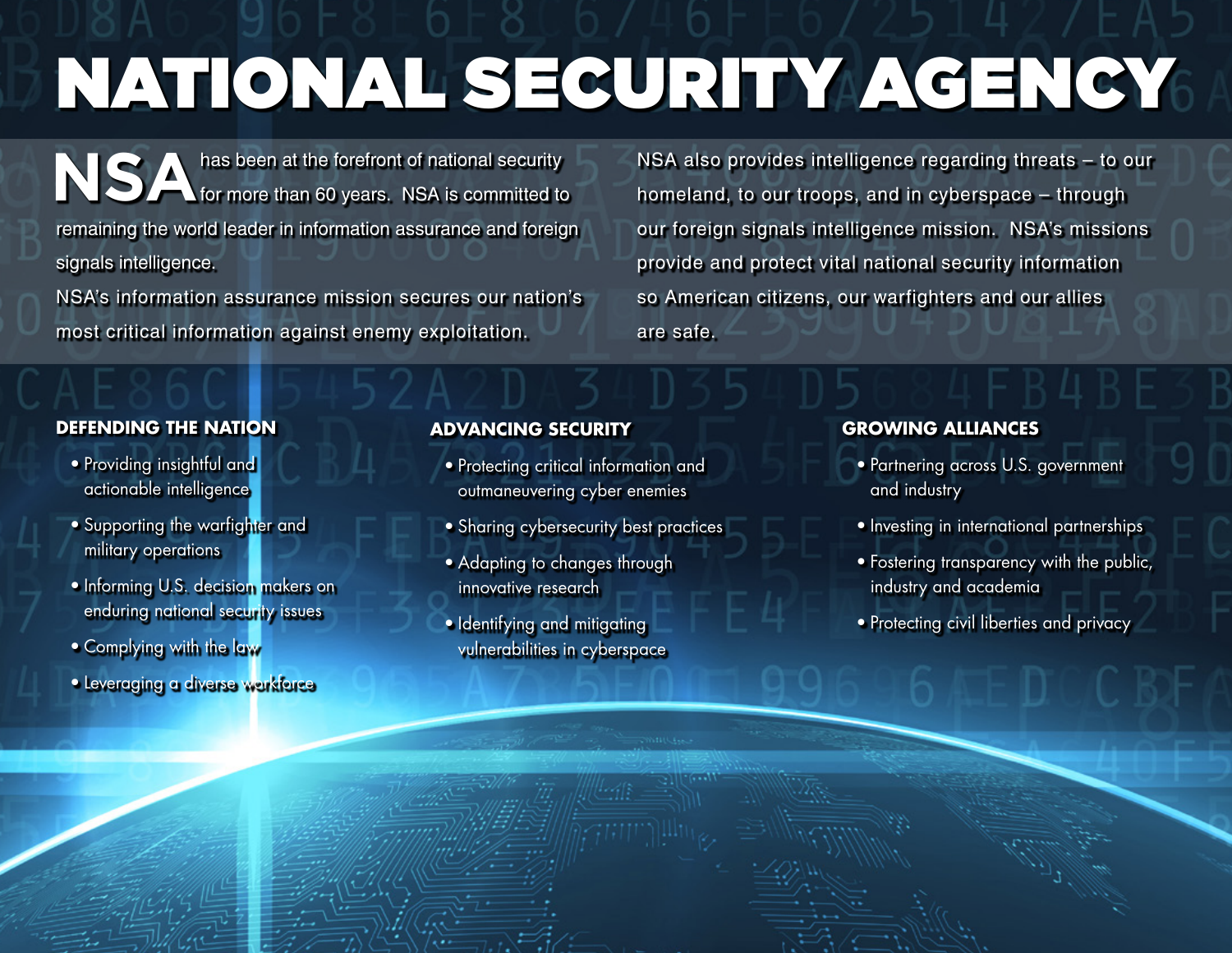# NATIONAL SECURITY AGENCY

**NSA** has been at the forefront of national security for more than 60 years. NSA is committed to remaining the world leader in information assurance and foreign signals intelligence.

NSA's information assurance mission secures our nation's most critical information against enemy exploitation.

NSA also provides intelligence regarding threats – to our homeland, to our troops, and in cyberspace – through our foreign signals intelligence mission. NSA's missions provide and protect vital national security information so American citizens, our warfighters and our allies are safe.

## DEFENDING THE NATION

- Providing insightful and actionable intelligence
- Supporting the warfighter and military operations
- Informing U.S. decision makers on enduring national security issues
- Complying with the law
- Leveraging a diverse workforce

## ADVANCING SECURITY

- Protecting critical information and outmaneuvering cyber enemies
- Sharing cybersecurity best practices
- Adapting to changes through innovative research
- Identifying and mitigating vulnerabilities in cyberspace

## GROWING ALLIANCES

- Partnering across U.S. government and industry
- Investing in international partnerships
- Fostering transparency with the public, industry and academia
- Protecting civil liberties and privacy